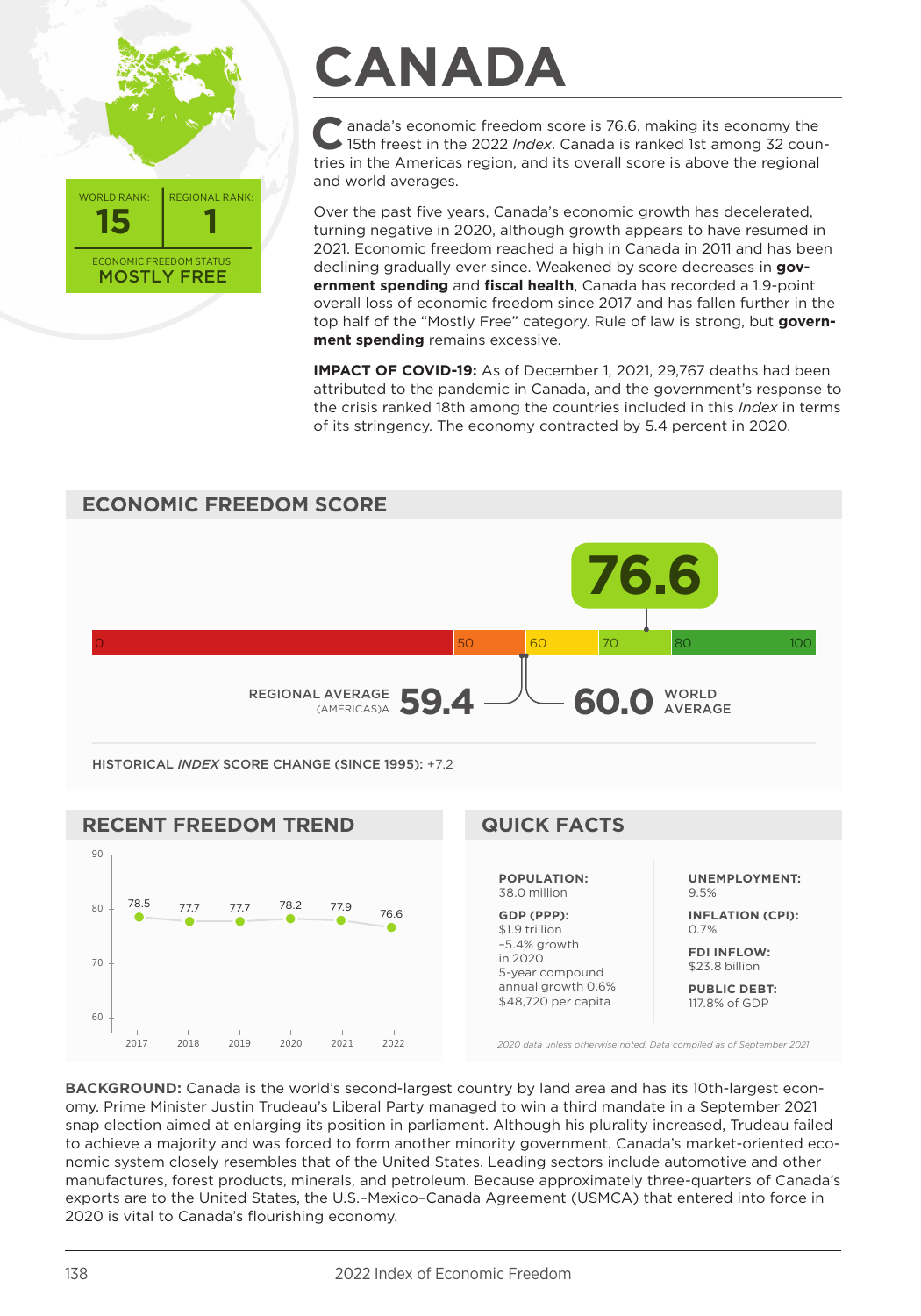WORLD RANK: **15** | REGIONAL RANK: **1**

ECONOMIC FREEDOM STATUS: **MOSTLY FREE**

# CANADA

Canada's economic freedom score is 76.6, making its economy the 15th freest in the 2022 *Index*. Canada is ranked 1st among 32 countries in the Americas region, and its overall score is above the regional and world averages.

Over the past five years, Canada's economic growth has decelerated, turning negative in 2020, although growth appears to have resumed in 2021. Economic freedom reached a high in Canada in 2011 and has been declining gradually ever since. Weakened by score decreases in **government spending** and **fiscal health**, Canada has recorded a 1.9-point overall loss of economic freedom since 2017 and has fallen further in the top half of the "Mostly Free" category. Rule of law is strong, but **government spending** remains excessive.

**IMPACT OF COVID-19:** As of December 1, 2021, 29,767 deaths had been attributed to the pandemic in Canada, and the government's response to the crisis ranked 18th among the countries included in this *Index* in terms of its stringency. The economy contracted by 5.4 percent in 2020.

## ECONOMIC FREEDOM SCORE

**76.6**

REGIONAL AVERAGE (AMERICAS) **59.4** — **60.0** WORLD AVERAGE

HISTORICAL *INDEX* SCORE CHANGE (SINCE 1995): +7.2

## RECENT FREEDOM TREND

| Year | 2017 | 2018 | 2019 | 2020 | 2021 | 2022 |
|---|---|---|---|---|---|---|
| Score | 78.5 | 77.7 | 77.7 | 78.2 | 77.9 | 76.6 |

## QUICK FACTS

**POPULATION:** 38.0 million

**GDP (PPP):** $1.9 trillion
–5.4% growth in 2020
5-year compound annual growth 0.6%
$48,720 per capita

**UNEMPLOYMENT:** 9.5%

**INFLATION (CPI):** 0.7%

**FDI INFLOW:** $23.8 billion

**PUBLIC DEBT:** 117.8% of GDP

*2020 data unless otherwise noted. Data compiled as of September 2021*

**BACKGROUND:** Canada is the world's second-largest country by land area and has its 10th-largest economy. Prime Minister Justin Trudeau's Liberal Party managed to win a third mandate in a September 2021 snap election aimed at enlarging its position in parliament. Although his plurality increased, Trudeau failed to achieve a majority and was forced to form another minority government. Canada's market-oriented economic system closely resembles that of the United States. Leading sectors include automotive and other manufactures, forest products, minerals, and petroleum. Because approximately three-quarters of Canada's exports are to the United States, the U.S.–Mexico–Canada Agreement (USMCA) that entered into force in 2020 is vital to Canada's flourishing economy.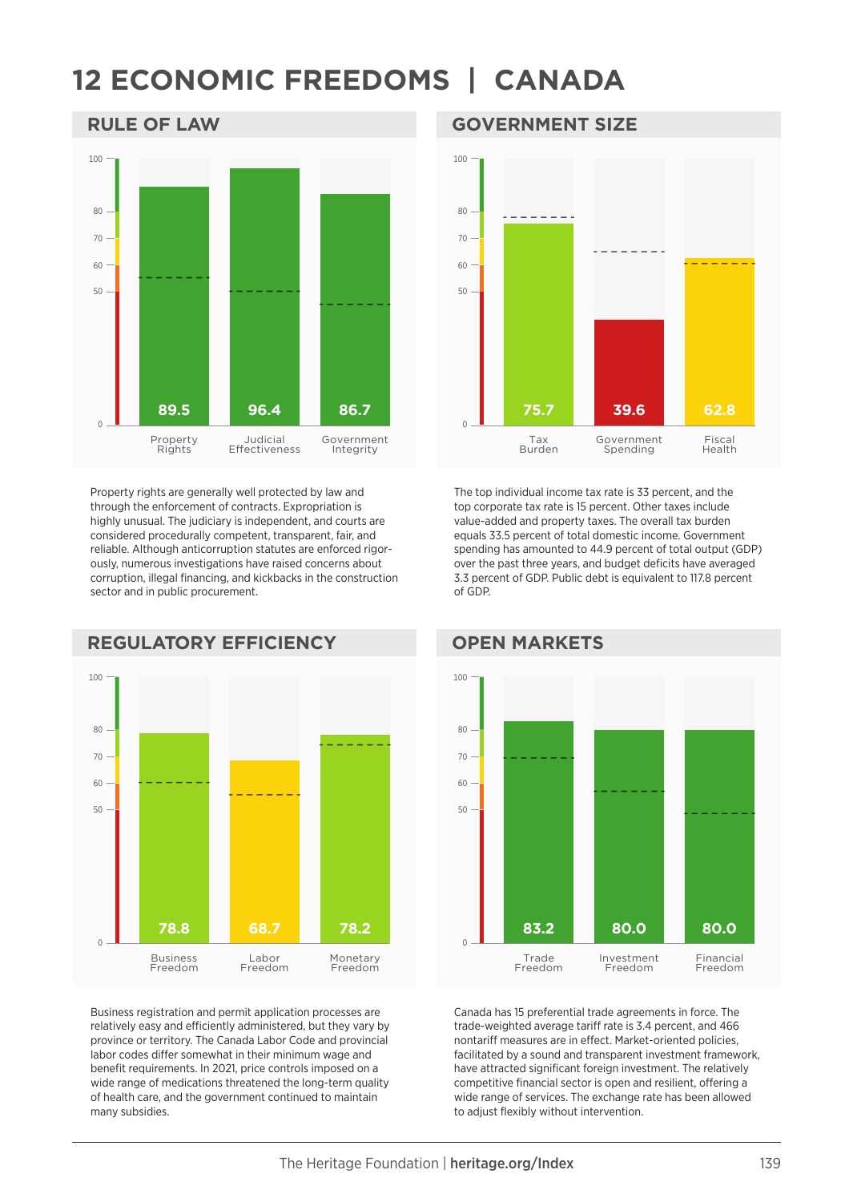# 12 ECONOMIC FREEDOMS | CANADA

## RULE OF LAW

100
80
70
60
50
0

89.5
Property Rights

96.4
Judicial Effectiveness

86.7
Government Integrity

Property rights are generally well protected by law and through the enforcement of contracts. Expropriation is highly unusual. The judiciary is independent, and courts are considered procedurally competent, transparent, fair, and reliable. Although anticorruption statutes are enforced rigorously, numerous investigations have raised concerns about corruption, illegal financing, and kickbacks in the construction sector and in public procurement.

## GOVERNMENT SIZE

100
80
70
60
50
0

75.7
Tax Burden

39.6
Government Spending

62.8
Fiscal Health

The top individual income tax rate is 33 percent, and the top corporate tax rate is 15 percent. Other taxes include value-added and property taxes. The overall tax burden equals 33.5 percent of total domestic income. Government spending has amounted to 44.9 percent of total output (GDP) over the past three years, and budget deficits have averaged 3.3 percent of GDP. Public debt is equivalent to 117.8 percent of GDP.

## REGULATORY EFFICIENCY

100
80
70
60
50
0

78.8
Business Freedom

68.7
Labor Freedom

78.2
Monetary Freedom

Business registration and permit application processes are relatively easy and efficiently administered, but they vary by province or territory. The Canada Labor Code and provincial labor codes differ somewhat in their minimum wage and benefit requirements. In 2021, price controls imposed on a wide range of medications threatened the long-term quality of health care, and the government continued to maintain many subsidies.

## OPEN MARKETS

100
80
70
60
50
0

83.2
Trade Freedom

80.0
Investment Freedom

80.0
Financial Freedom

Canada has 15 preferential trade agreements in force. The trade-weighted average tariff rate is 3.4 percent, and 466 nontariff measures are in effect. Market-oriented policies, facilitated by a sound and transparent investment framework, have attracted significant foreign investment. The relatively competitive financial sector is open and resilient, offering a wide range of services. The exchange rate has been allowed to adjust flexibly without intervention.